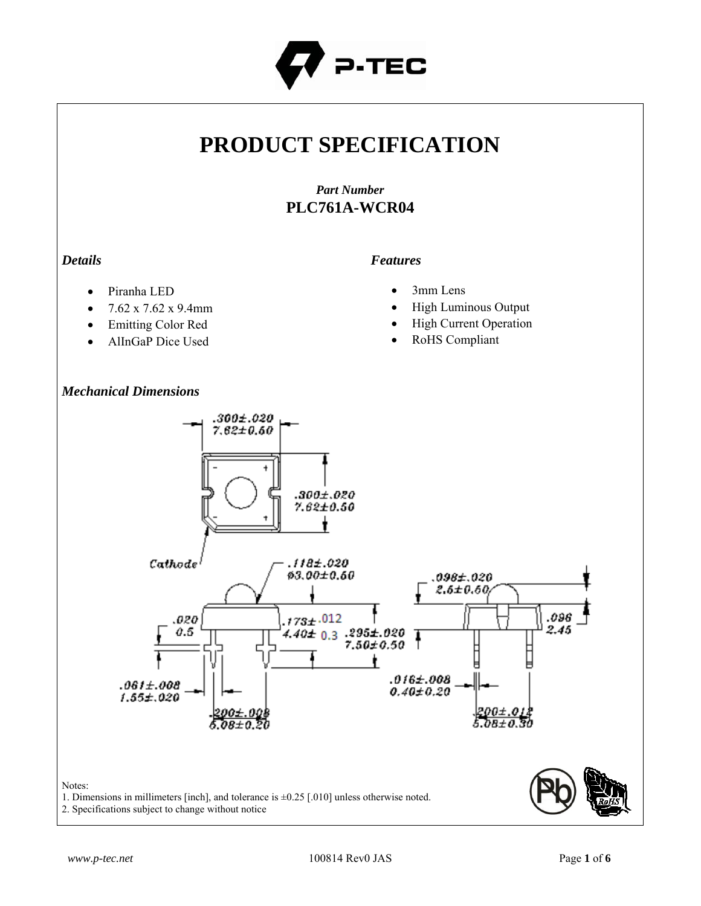# PRODUCT SPECIFICATION

*Part Number*
**PLC761A-WCR04**

### *Details*

- Piranha LED
- 7.62 x 7.62 x 9.4mm
- Emitting Color Red
- AlInGaP Dice Used

### *Features*

- 3mm Lens
- High Luminous Output
- High Current Operation
- RoHS Compliant

### *Mechanical Dimensions*

Notes:
1. Dimensions in millimeters [inch], and tolerance is ±0.25 [.010] unless otherwise noted.
2. Specifications subject to change without notice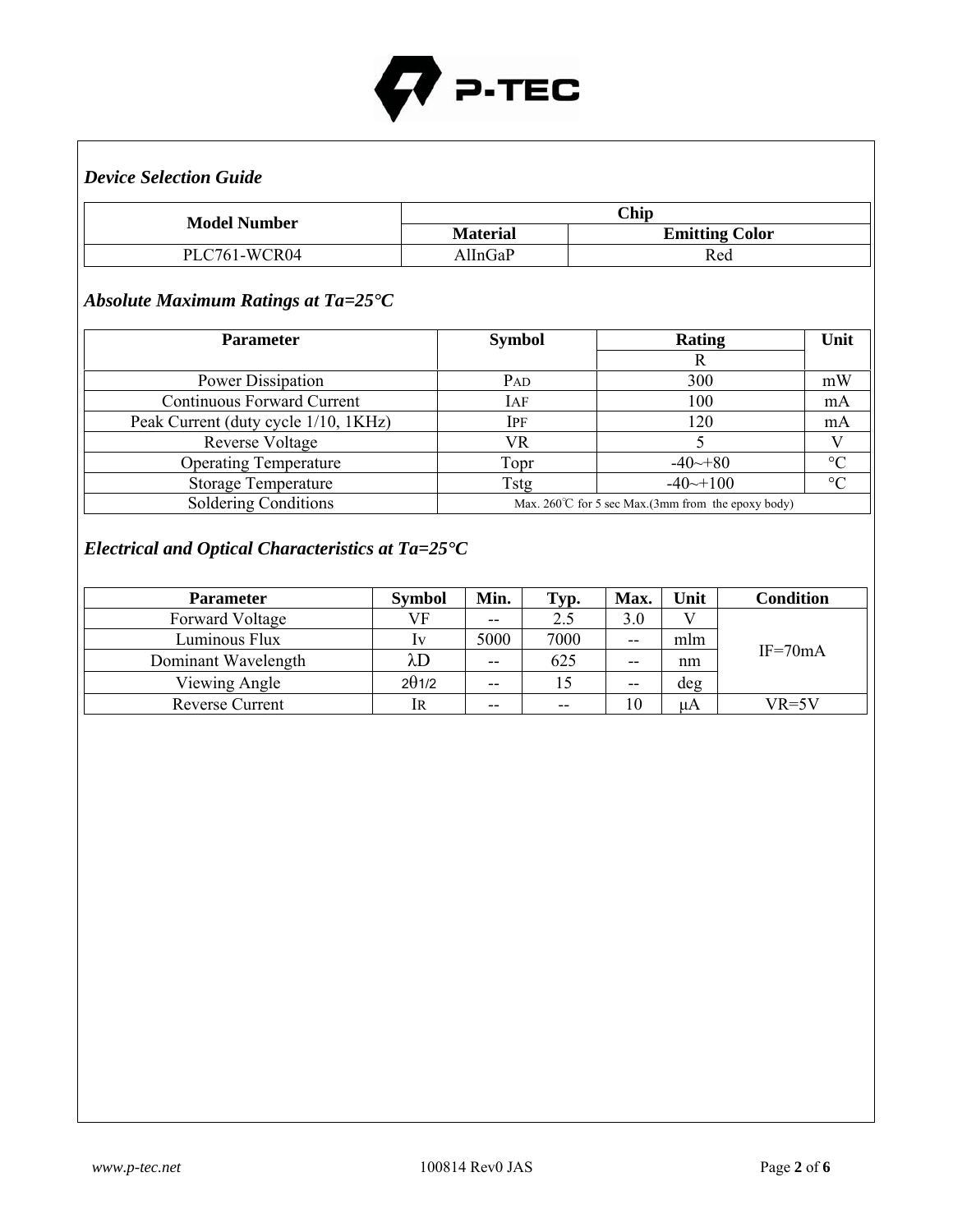### *Device Selection Guide*

| Model Number | Chip | |
|---|---|---|
| | Material | Emitting Color |
| PLC761-WCR04 | AlInGaP | Red |

### *Absolute Maximum Ratings at Ta=25°C*

| Parameter | Symbol | Rating | Unit |
|---|---|---|---|
| | | R | |
| Power Dissipation | $P_{AD}$ | 300 | mW |
| Continuous Forward Current | $I_{AF}$ | 100 | mA |
| Peak Current (duty cycle 1/10, 1KHz) | $I_{PF}$ | 120 | mA |
| Reverse Voltage | VR | 5 | V |
| Operating Temperature | Topr | -40~+80 | °C |
| Storage Temperature | Tstg | -40~+100 | °C |
| Soldering Conditions | Max. 260℃ for 5 sec Max.(3mm from the epoxy body) | | |

### *Electrical and Optical Characteristics at Ta=25°C*

| Parameter | Symbol | Min. | Typ. | Max. | Unit | Condition |
|---|---|---|---|---|---|---|
| Forward Voltage | VF | -- | 2.5 | 3.0 | V | IF=70mA |
| Luminous Flux | $I_V$ | 5000 | 7000 | -- | mlm | |
| Dominant Wavelength | $\lambda D$ | -- | 625 | -- | nm | |
| Viewing Angle | $2\theta_{1/2}$ | -- | 15 | -- | deg | |
| Reverse Current | $I_R$ | -- | -- | 10 | μA | VR=5V |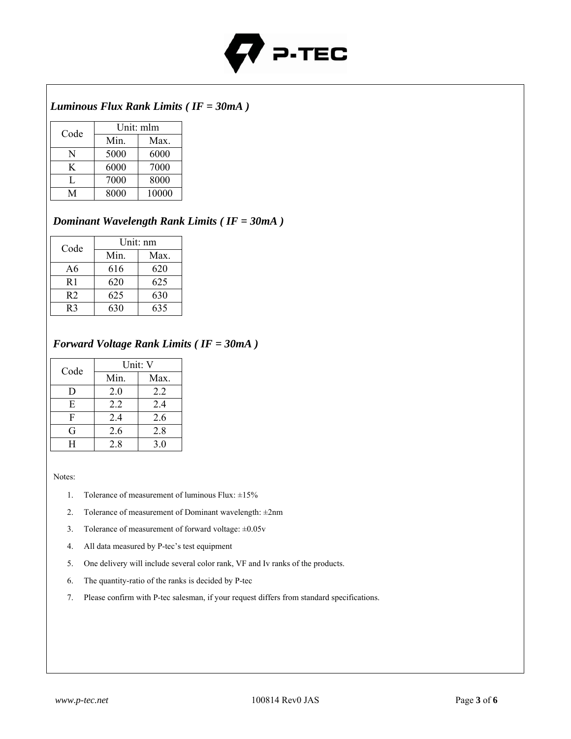### *Luminous Flux Rank Limits ( IF = 30mA )*

| Code | Unit: mlm | |
|---|---|---|
| | Min. | Max. |
| N | 5000 | 6000 |
| K | 6000 | 7000 |
| L | 7000 | 8000 |
| M | 8000 | 10000 |

### *Dominant Wavelength Rank Limits ( IF = 30mA )*

| Code | Unit: nm | |
|---|---|---|
| | Min. | Max. |
| A6 | 616 | 620 |
| R1 | 620 | 625 |
| R2 | 625 | 630 |
| R3 | 630 | 635 |

### *Forward Voltage Rank Limits ( IF = 30mA )*

| Code | Unit: V | |
|---|---|---|
| | Min. | Max. |
| D | 2.0 | 2.2 |
| E | 2.2 | 2.4 |
| F | 2.4 | 2.6 |
| G | 2.6 | 2.8 |
| H | 2.8 | 3.0 |

Notes:

1. Tolerance of measurement of luminous Flux: ±15%
2. Tolerance of measurement of Dominant wavelength: ±2nm
3. Tolerance of measurement of forward voltage: ±0.05v
4. All data measured by P-tec's test equipment
5. One delivery will include several color rank, VF and Iv ranks of the products.
6. The quantity-ratio of the ranks is decided by P-tec
7. Please confirm with P-tec salesman, if your request differs from standard specifications.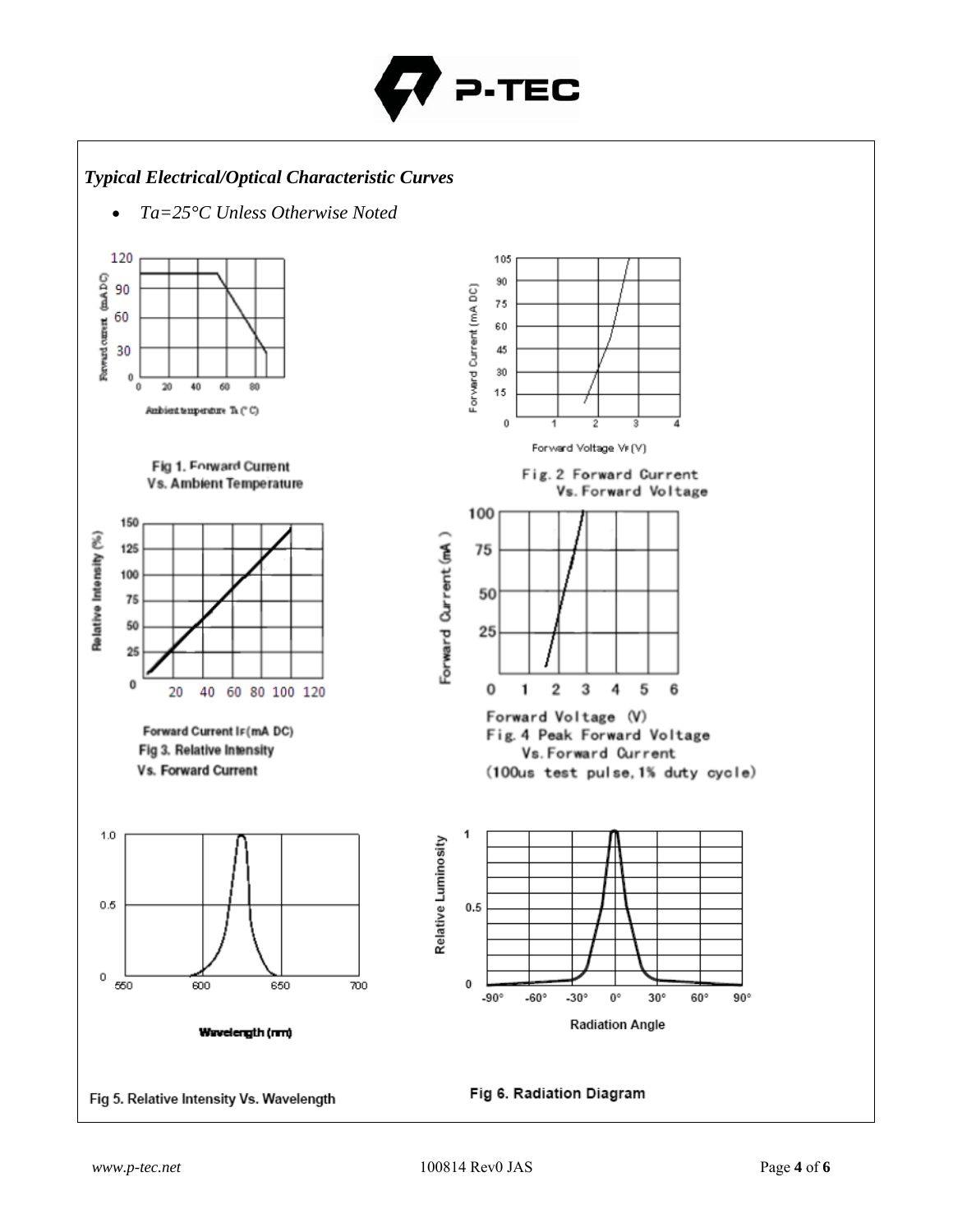## *Typical Electrical/Optical Characteristic Curves*

- *Ta=25°C Unless Otherwise Noted*

Fig 1. Forward Current Vs. Ambient Temperature

Fig. 2 Forward Current Vs. Forward Voltage

Fig 3. Relative Intensity Vs. Forward Current

Fig. 4 Peak Forward Voltage Vs. Forward Current (100us test pulse, 1% duty cycle)

Fig 5. Relative Intensity Vs. Wavelength

Fig 6. Radiation Diagram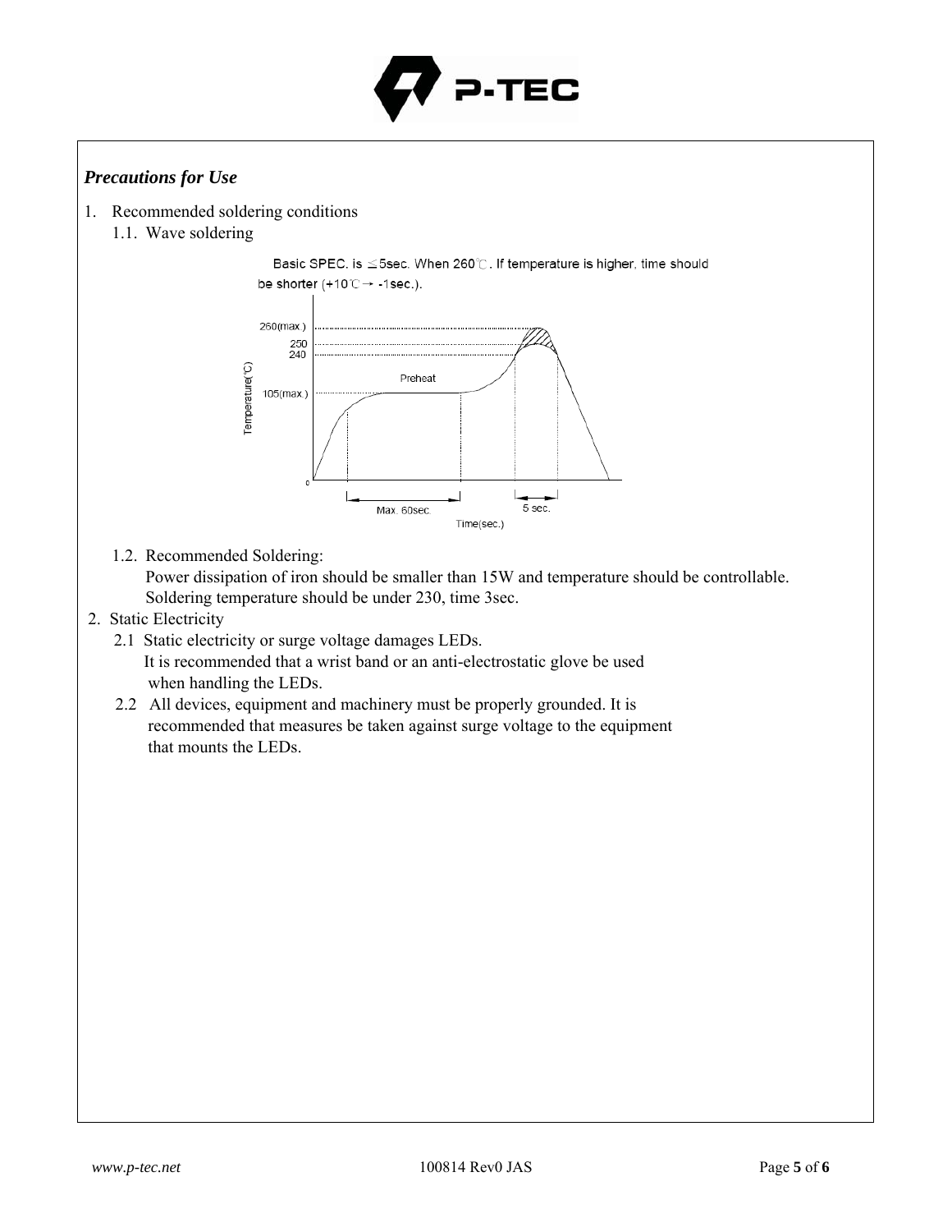***Precautions for Use***

1. Recommended soldering conditions

   1.1. Wave soldering

   Basic SPEC. is ≤5sec. When 260℃. If temperature is higher, time should be shorter (+10℃ → -1sec.).

   1.2. Recommended Soldering:

   Power dissipation of iron should be smaller than 15W and temperature should be controllable. Soldering temperature should be under 230, time 3sec.

2. Static Electricity

   2.1 Static electricity or surge voltage damages LEDs.
   It is recommended that a wrist band or an anti-electrostatic glove be used when handling the LEDs.

   2.2 All devices, equipment and machinery must be properly grounded. It is recommended that measures be taken against surge voltage to the equipment that mounts the LEDs.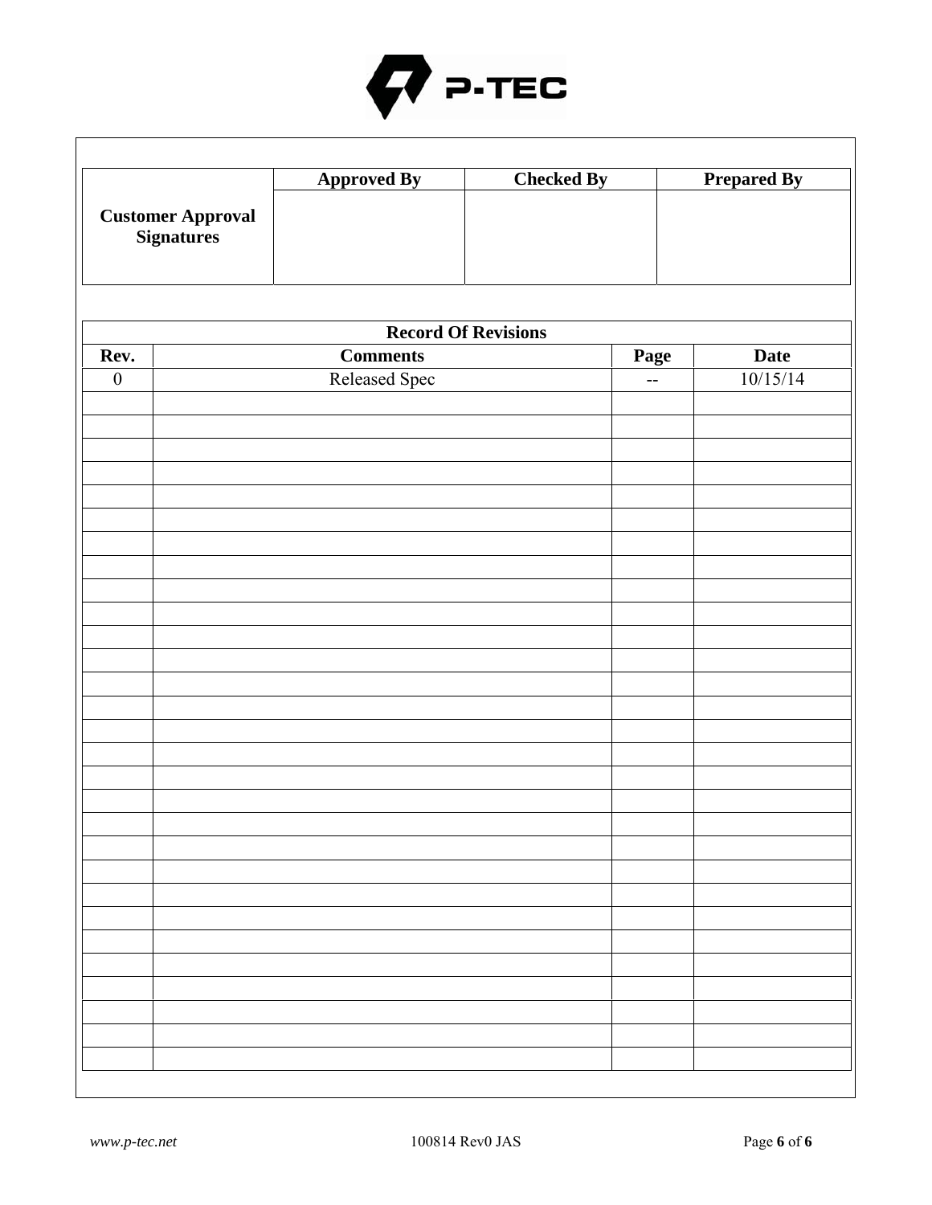P-TEC

| | Approved By | Checked By | Prepared By |
|---|---|---|---|
| **Customer Approval Signatures** | | | |

| Record Of Revisions | | | |
|---|---|---|---|
| **Rev.** | **Comments** | **Page** | **Date** |
| 0 | Released Spec | -- | 10/15/14 |
| | | | |
| | | | |
| | | | |
| | | | |
| | | | |
| | | | |
| | | | |
| | | | |
| | | | |
| | | | |
| | | | |
| | | | |
| | | | |
| | | | |
| | | | |
| | | | |
| | | | |
| | | | |
| | | | |
| | | | |
| | | | |
| | | | |
| | | | |
| | | | |
| | | | |
| | | | |
| | | | |
| | | | |

*www.p-tec.net* 100814 Rev0 JAS